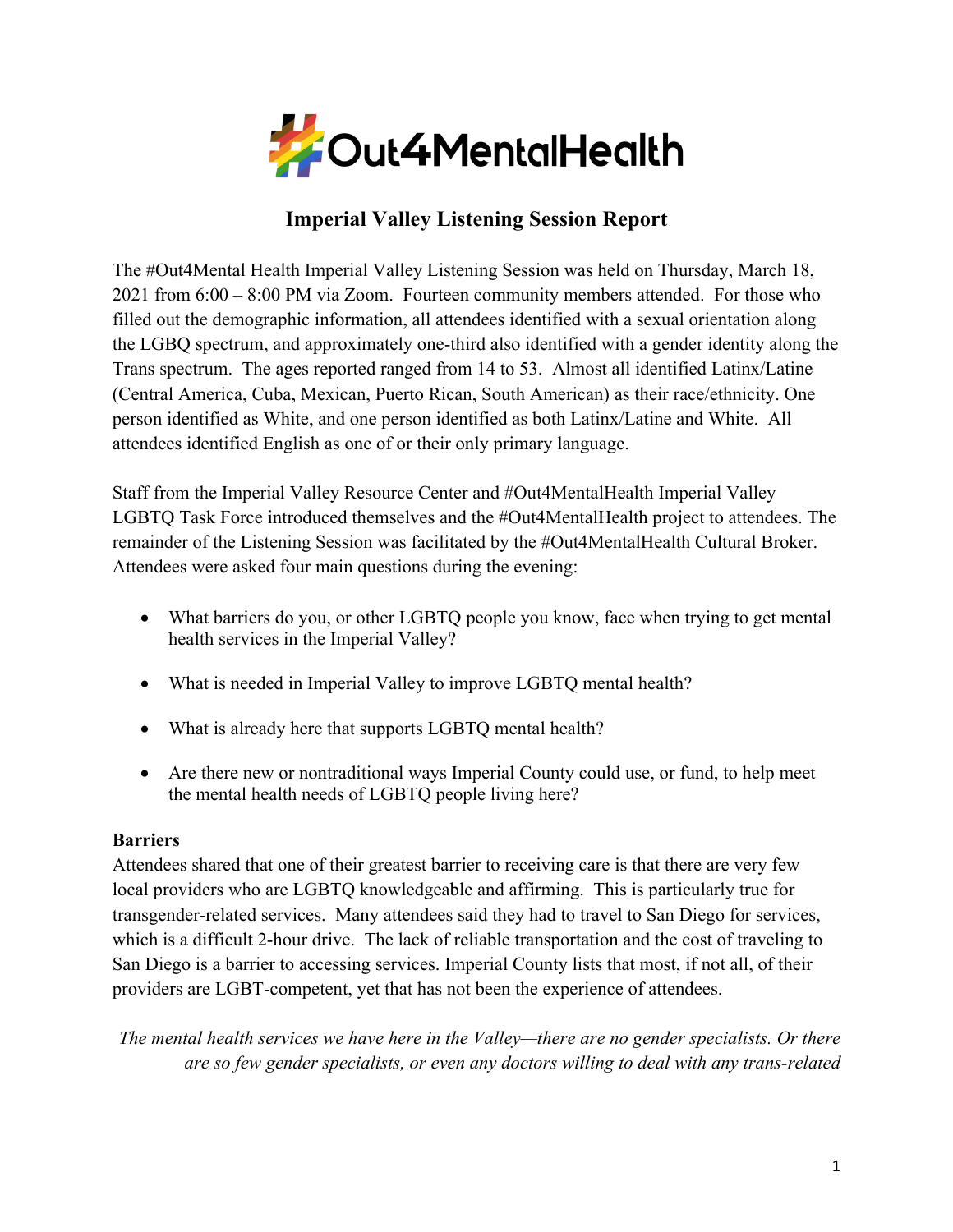# #Out4MentalHealth

## Imperial Valley Listening Session Report

The #Out4Mental Health Imperial Valley Listening Session was held on Thursday, March 18, 2021 from 6:00 – 8:00 PM via Zoom. Fourteen community members attended. For those who filled out the demographic information, all attendees identified with a sexual orientation along the LGBQ spectrum, and approximately one-third also identified with a gender identity along the Trans spectrum. The ages reported ranged from 14 to 53. Almost all identified Latinx/Latine (Central America, Cuba, Mexican, Puerto Rican, South American) as their race/ethnicity. One person identified as White, and one person identified as both Latinx/Latine and White. All attendees identified English as one of or their only primary language.

Staff from the Imperial Valley Resource Center and #Out4MentalHealth Imperial Valley LGBTQ Task Force introduced themselves and the #Out4MentalHealth project to attendees. The remainder of the Listening Session was facilitated by the #Out4MentalHealth Cultural Broker. Attendees were asked four main questions during the evening:

- What barriers do you, or other LGBTQ people you know, face when trying to get mental health services in the Imperial Valley?
- What is needed in Imperial Valley to improve LGBTQ mental health?
- What is already here that supports LGBTQ mental health?
- Are there new or nontraditional ways Imperial County could use, or fund, to help meet the mental health needs of LGBTQ people living here?

### Barriers

Attendees shared that one of their greatest barrier to receiving care is that there are very few local providers who are LGBTQ knowledgeable and affirming. This is particularly true for transgender-related services. Many attendees said they had to travel to San Diego for services, which is a difficult 2-hour drive. The lack of reliable transportation and the cost of traveling to San Diego is a barrier to accessing services. Imperial County lists that most, if not all, of their providers are LGBT-competent, yet that has not been the experience of attendees.

> *The mental health services we have here in the Valley—there are no gender specialists. Or there are so few gender specialists, or even any doctors willing to deal with any trans-related*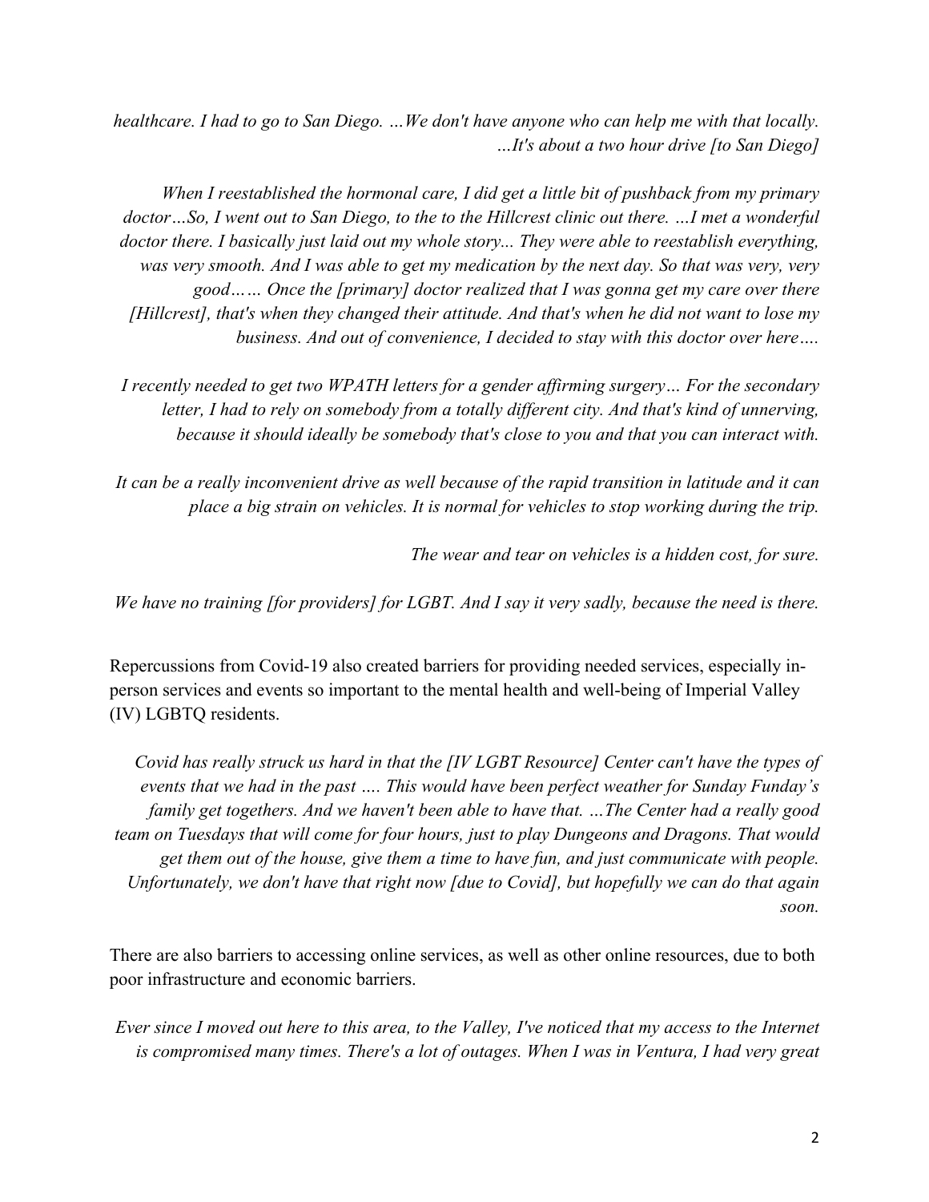*healthcare. I had to go to San Diego. …We don't have anyone who can help me with that locally. …It's about a two hour drive [to San Diego]*

*When I reestablished the hormonal care, I did get a little bit of pushback from my primary doctor…So, I went out to San Diego, to the to the Hillcrest clinic out there. …I met a wonderful doctor there. I basically just laid out my whole story... They were able to reestablish everything, was very smooth. And I was able to get my medication by the next day. So that was very, very good…… Once the [primary] doctor realized that I was gonna get my care over there [Hillcrest], that's when they changed their attitude. And that's when he did not want to lose my business. And out of convenience, I decided to stay with this doctor over here….*

*I recently needed to get two WPATH letters for a gender affirming surgery… For the secondary letter, I had to rely on somebody from a totally different city. And that's kind of unnerving, because it should ideally be somebody that's close to you and that you can interact with.*

*It can be a really inconvenient drive as well because of the rapid transition in latitude and it can place a big strain on vehicles. It is normal for vehicles to stop working during the trip.*

*The wear and tear on vehicles is a hidden cost, for sure.*

*We have no training [for providers] for LGBT. And I say it very sadly, because the need is there.*

Repercussions from Covid-19 also created barriers for providing needed services, especially in-person services and events so important to the mental health and well-being of Imperial Valley (IV) LGBTQ residents.

*Covid has really struck us hard in that the [IV LGBT Resource] Center can't have the types of events that we had in the past …. This would have been perfect weather for Sunday Funday's family get togethers. And we haven't been able to have that. …The Center had a really good team on Tuesdays that will come for four hours, just to play Dungeons and Dragons. That would get them out of the house, give them a time to have fun, and just communicate with people. Unfortunately, we don't have that right now [due to Covid], but hopefully we can do that again soon.*

There are also barriers to accessing online services, as well as other online resources, due to both poor infrastructure and economic barriers.

*Ever since I moved out here to this area, to the Valley, I've noticed that my access to the Internet is compromised many times. There's a lot of outages. When I was in Ventura, I had very great*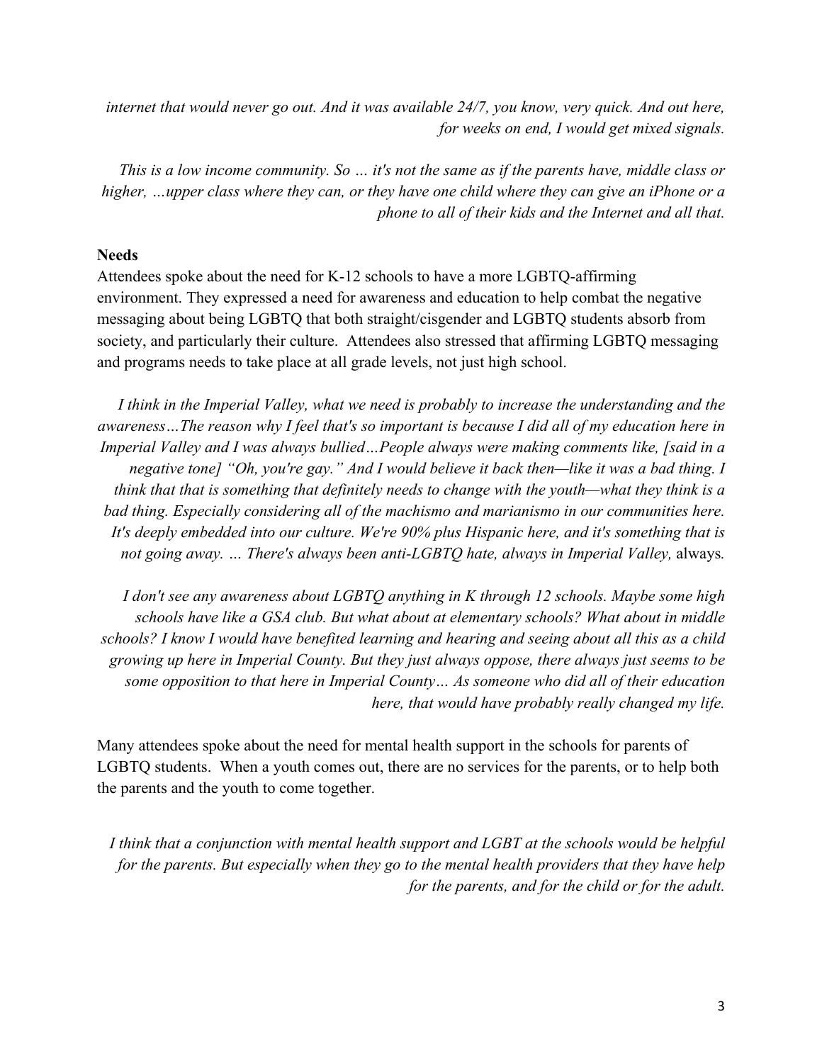*internet that would never go out. And it was available 24/7, you know, very quick. And out here, for weeks on end, I would get mixed signals.*

*This is a low income community. So … it's not the same as if the parents have, middle class or higher, …upper class where they can, or they have one child where they can give an iPhone or a phone to all of their kids and the Internet and all that.*

**Needs**

Attendees spoke about the need for K-12 schools to have a more LGBTQ-affirming environment. They expressed a need for awareness and education to help combat the negative messaging about being LGBTQ that both straight/cisgender and LGBTQ students absorb from society, and particularly their culture. Attendees also stressed that affirming LGBTQ messaging and programs needs to take place at all grade levels, not just high school.

*I think in the Imperial Valley, what we need is probably to increase the understanding and the awareness…The reason why I feel that's so important is because I did all of my education here in Imperial Valley and I was always bullied…People always were making comments like, [said in a negative tone] "Oh, you're gay." And I would believe it back then—like it was a bad thing. I think that that is something that definitely needs to change with the youth—what they think is a bad thing. Especially considering all of the machismo and marianismo in our communities here. It's deeply embedded into our culture. We're 90% plus Hispanic here, and it's something that is not going away. … There's always been anti-LGBTQ hate, always in Imperial Valley,* always*.*

*I don't see any awareness about LGBTQ anything in K through 12 schools. Maybe some high schools have like a GSA club. But what about at elementary schools? What about in middle schools? I know I would have benefited learning and hearing and seeing about all this as a child growing up here in Imperial County. But they just always oppose, there always just seems to be some opposition to that here in Imperial County… As someone who did all of their education here, that would have probably really changed my life.*

Many attendees spoke about the need for mental health support in the schools for parents of LGBTQ students. When a youth comes out, there are no services for the parents, or to help both the parents and the youth to come together.

*I think that a conjunction with mental health support and LGBT at the schools would be helpful for the parents. But especially when they go to the mental health providers that they have help for the parents, and for the child or for the adult.*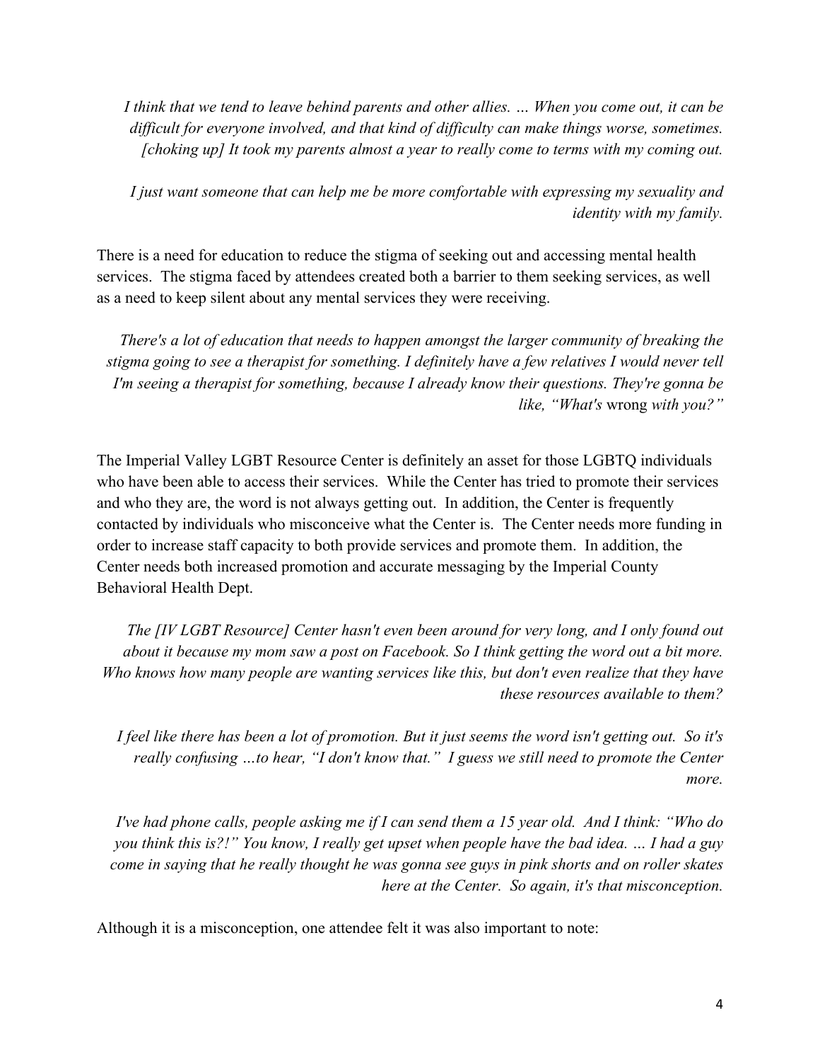*I think that we tend to leave behind parents and other allies. … When you come out, it can be difficult for everyone involved, and that kind of difficulty can make things worse, sometimes. [choking up] It took my parents almost a year to really come to terms with my coming out.*

*I just want someone that can help me be more comfortable with expressing my sexuality and identity with my family.*

There is a need for education to reduce the stigma of seeking out and accessing mental health services. The stigma faced by attendees created both a barrier to them seeking services, as well as a need to keep silent about any mental services they were receiving.

*There's a lot of education that needs to happen amongst the larger community of breaking the stigma going to see a therapist for something. I definitely have a few relatives I would never tell I'm seeing a therapist for something, because I already know their questions. They're gonna be like, "What's* wrong *with you?"*

The Imperial Valley LGBT Resource Center is definitely an asset for those LGBTQ individuals who have been able to access their services. While the Center has tried to promote their services and who they are, the word is not always getting out. In addition, the Center is frequently contacted by individuals who misconceive what the Center is. The Center needs more funding in order to increase staff capacity to both provide services and promote them. In addition, the Center needs both increased promotion and accurate messaging by the Imperial County Behavioral Health Dept.

*The [IV LGBT Resource] Center hasn't even been around for very long, and I only found out about it because my mom saw a post on Facebook. So I think getting the word out a bit more. Who knows how many people are wanting services like this, but don't even realize that they have these resources available to them?*

*I feel like there has been a lot of promotion. But it just seems the word isn't getting out. So it's really confusing …to hear, "I don't know that." I guess we still need to promote the Center more.*

*I've had phone calls, people asking me if I can send them a 15 year old. And I think: "Who do you think this is?!" You know, I really get upset when people have the bad idea. … I had a guy come in saying that he really thought he was gonna see guys in pink shorts and on roller skates here at the Center. So again, it's that misconception.*

Although it is a misconception, one attendee felt it was also important to note: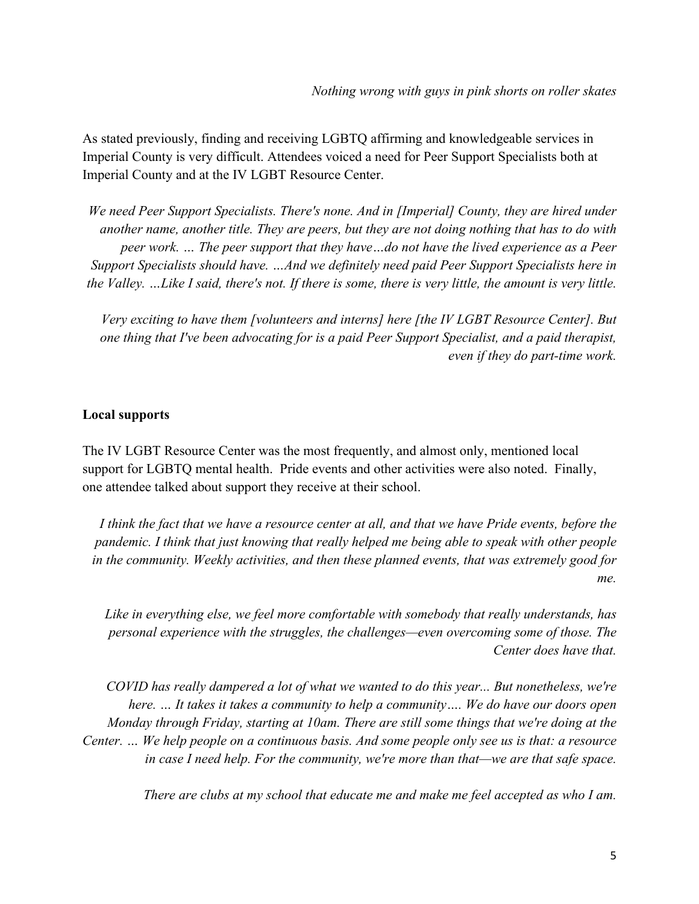*Nothing wrong with guys in pink shorts on roller skates*

As stated previously, finding and receiving LGBTQ affirming and knowledgeable services in Imperial County is very difficult. Attendees voiced a need for Peer Support Specialists both at Imperial County and at the IV LGBT Resource Center.

> *We need Peer Support Specialists. There's none. And in [Imperial] County, they are hired under another name, another title. They are peers, but they are not doing nothing that has to do with peer work. … The peer support that they have…do not have the lived experience as a Peer Support Specialists should have. …And we definitely need paid Peer Support Specialists here in the Valley. …Like I said, there's not. If there is some, there is very little, the amount is very little.*

> *Very exciting to have them [volunteers and interns] here [the IV LGBT Resource Center]. But one thing that I've been advocating for is a paid Peer Support Specialist, and a paid therapist, even if they do part-time work.*

**Local supports**

The IV LGBT Resource Center was the most frequently, and almost only, mentioned local support for LGBTQ mental health. Pride events and other activities were also noted. Finally, one attendee talked about support they receive at their school.

> *I think the fact that we have a resource center at all, and that we have Pride events, before the pandemic. I think that just knowing that really helped me being able to speak with other people in the community. Weekly activities, and then these planned events, that was extremely good for me.*

> *Like in everything else, we feel more comfortable with somebody that really understands, has personal experience with the struggles, the challenges—even overcoming some of those. The Center does have that.*

> *COVID has really dampered a lot of what we wanted to do this year... But nonetheless, we're here. … It takes it takes a community to help a community…. We do have our doors open Monday through Friday, starting at 10am. There are still some things that we're doing at the Center. … We help people on a continuous basis. And some people only see us is that: a resource in case I need help. For the community, we're more than that—we are that safe space.*

> *There are clubs at my school that educate me and make me feel accepted as who I am.*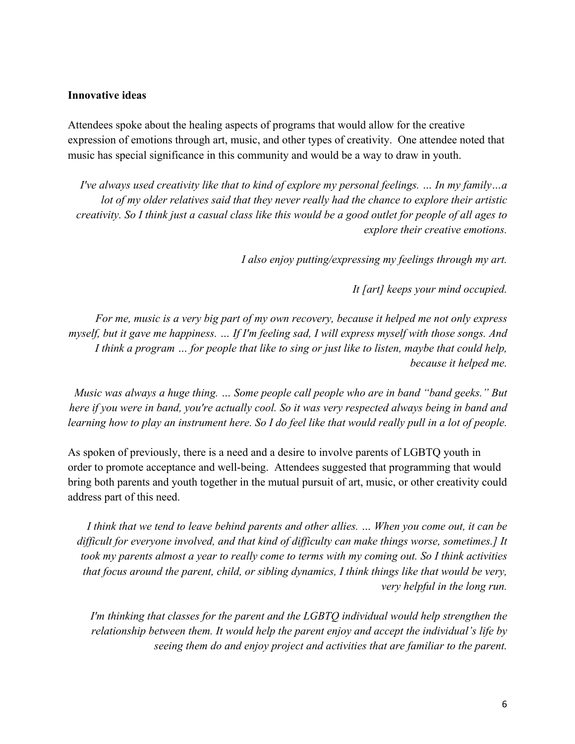**Innovative ideas**

Attendees spoke about the healing aspects of programs that would allow for the creative expression of emotions through art, music, and other types of creativity. One attendee noted that music has special significance in this community and would be a way to draw in youth.

> *I've always used creativity like that to kind of explore my personal feelings. … In my family…a lot of my older relatives said that they never really had the chance to explore their artistic creativity. So I think just a casual class like this would be a good outlet for people of all ages to explore their creative emotions.*

> *I also enjoy putting/expressing my feelings through my art.*

> *It [art] keeps your mind occupied.*

> *For me, music is a very big part of my own recovery, because it helped me not only express myself, but it gave me happiness. … If I'm feeling sad, I will express myself with those songs. And I think a program … for people that like to sing or just like to listen, maybe that could help, because it helped me.*

> *Music was always a huge thing. … Some people call people who are in band "band geeks." But here if you were in band, you're actually cool. So it was very respected always being in band and learning how to play an instrument here. So I do feel like that would really pull in a lot of people.*

As spoken of previously, there is a need and a desire to involve parents of LGBTQ youth in order to promote acceptance and well-being. Attendees suggested that programming that would bring both parents and youth together in the mutual pursuit of art, music, or other creativity could address part of this need.

> *I think that we tend to leave behind parents and other allies. … When you come out, it can be difficult for everyone involved, and that kind of difficulty can make things worse, sometimes.] It took my parents almost a year to really come to terms with my coming out. So I think activities that focus around the parent, child, or sibling dynamics, I think things like that would be very, very helpful in the long run.*

> *I'm thinking that classes for the parent and the LGBTQ individual would help strengthen the relationship between them. It would help the parent enjoy and accept the individual's life by seeing them do and enjoy project and activities that are familiar to the parent.*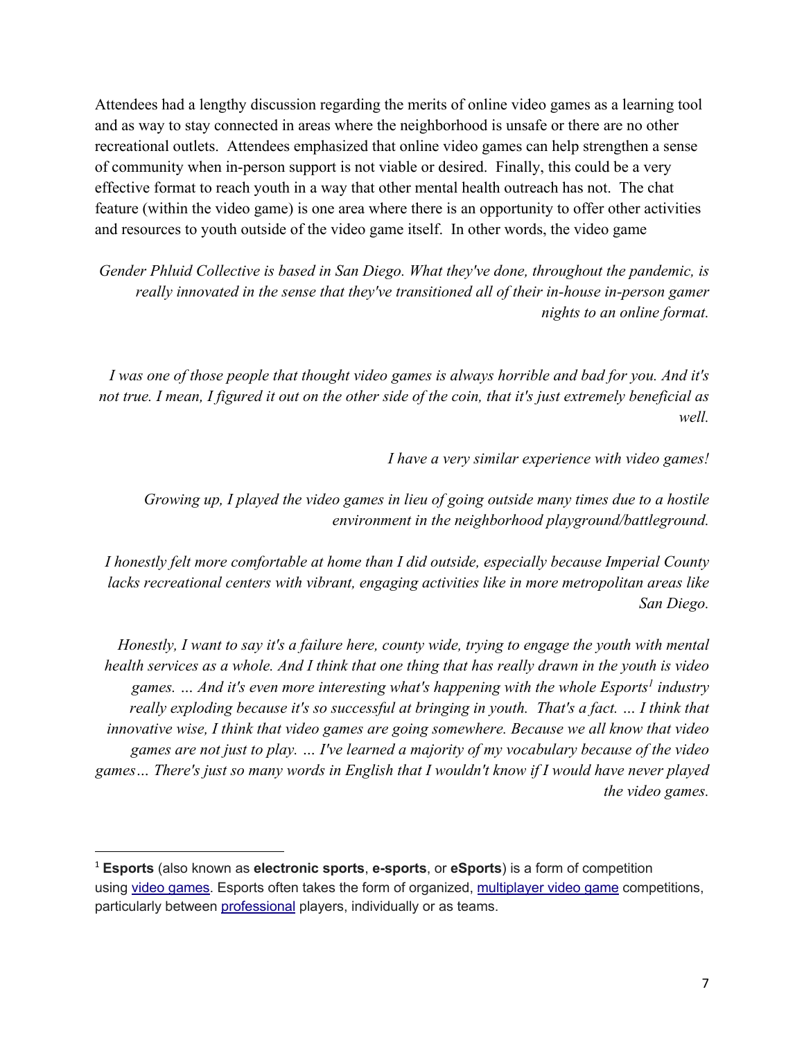Attendees had a lengthy discussion regarding the merits of online video games as a learning tool and as way to stay connected in areas where the neighborhood is unsafe or there are no other recreational outlets. Attendees emphasized that online video games can help strengthen a sense of community when in-person support is not viable or desired. Finally, this could be a very effective format to reach youth in a way that other mental health outreach has not. The chat feature (within the video game) is one area where there is an opportunity to offer other activities and resources to youth outside of the video game itself. In other words, the video game

*Gender Phluid Collective is based in San Diego. What they've done, throughout the pandemic, is really innovated in the sense that they've transitioned all of their in-house in-person gamer nights to an online format.*

*I was one of those people that thought video games is always horrible and bad for you. And it's not true. I mean, I figured it out on the other side of the coin, that it's just extremely beneficial as well.*

*I have a very similar experience with video games!*

*Growing up, I played the video games in lieu of going outside many times due to a hostile environment in the neighborhood playground/battleground.*

*I honestly felt more comfortable at home than I did outside, especially because Imperial County lacks recreational centers with vibrant, engaging activities like in more metropolitan areas like San Diego.*

*Honestly, I want to say it's a failure here, county wide, trying to engage the youth with mental health services as a whole. And I think that one thing that has really drawn in the youth is video games. … And it's even more interesting what's happening with the whole Esports[1] industry really exploding because it's so successful at bringing in youth. That's a fact. … I think that innovative wise, I think that video games are going somewhere. Because we all know that video games are not just to play. … I've learned a majority of my vocabulary because of the video games… There's just so many words in English that I wouldn't know if I would have never played the video games.*

---

[1] **Esports** (also known as **electronic sports**, **e-sports**, or **eSports**) is a form of competition using video games. Esports often takes the form of organized, multiplayer video game competitions, particularly between professional players, individually or as teams.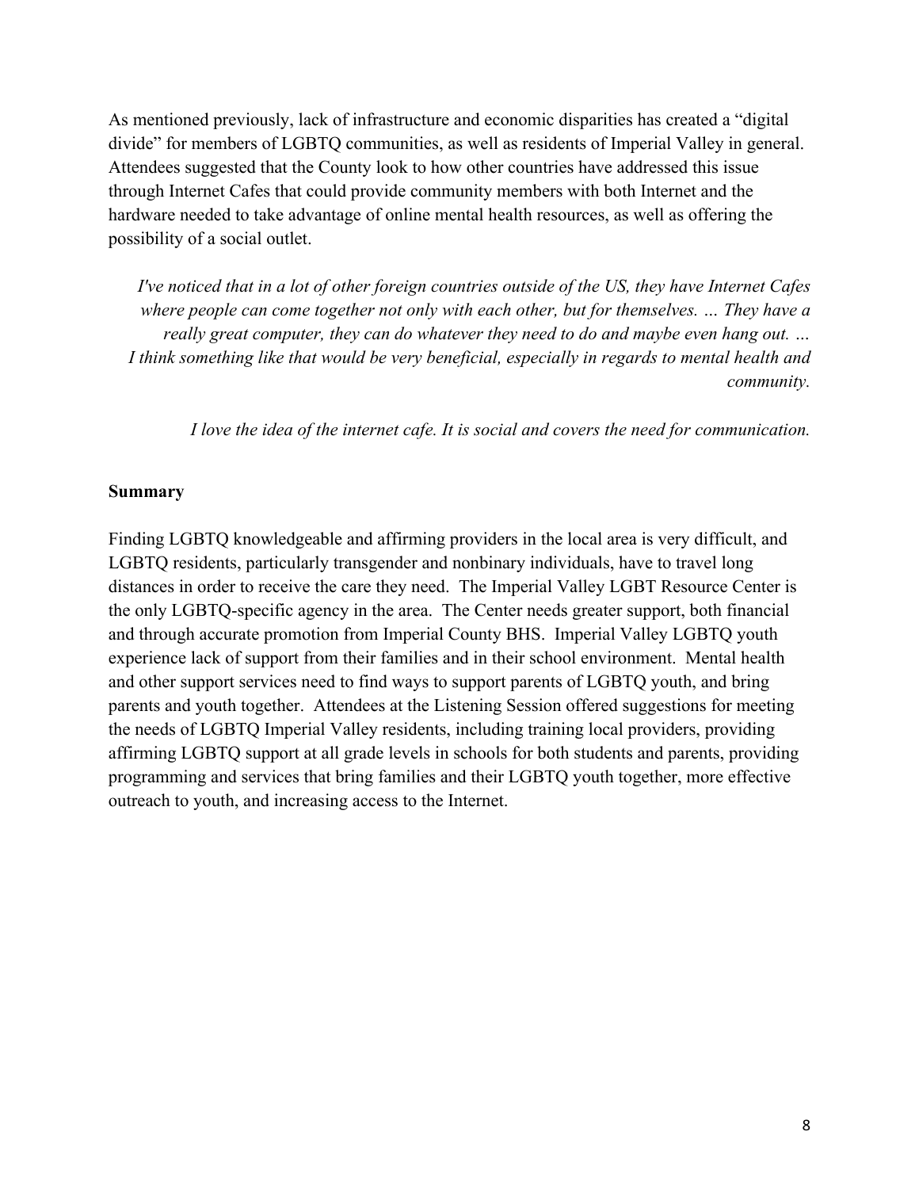As mentioned previously, lack of infrastructure and economic disparities has created a "digital divide" for members of LGBTQ communities, as well as residents of Imperial Valley in general. Attendees suggested that the County look to how other countries have addressed this issue through Internet Cafes that could provide community members with both Internet and the hardware needed to take advantage of online mental health resources, as well as offering the possibility of a social outlet.

> *I've noticed that in a lot of other foreign countries outside of the US, they have Internet Cafes where people can come together not only with each other, but for themselves. … They have a really great computer, they can do whatever they need to do and maybe even hang out. … I think something like that would be very beneficial, especially in regards to mental health and community.*

> *I love the idea of the internet cafe. It is social and covers the need for communication.*

**Summary**

Finding LGBTQ knowledgeable and affirming providers in the local area is very difficult, and LGBTQ residents, particularly transgender and nonbinary individuals, have to travel long distances in order to receive the care they need. The Imperial Valley LGBT Resource Center is the only LGBTQ-specific agency in the area. The Center needs greater support, both financial and through accurate promotion from Imperial County BHS. Imperial Valley LGBTQ youth experience lack of support from their families and in their school environment. Mental health and other support services need to find ways to support parents of LGBTQ youth, and bring parents and youth together. Attendees at the Listening Session offered suggestions for meeting the needs of LGBTQ Imperial Valley residents, including training local providers, providing affirming LGBTQ support at all grade levels in schools for both students and parents, providing programming and services that bring families and their LGBTQ youth together, more effective outreach to youth, and increasing access to the Internet.